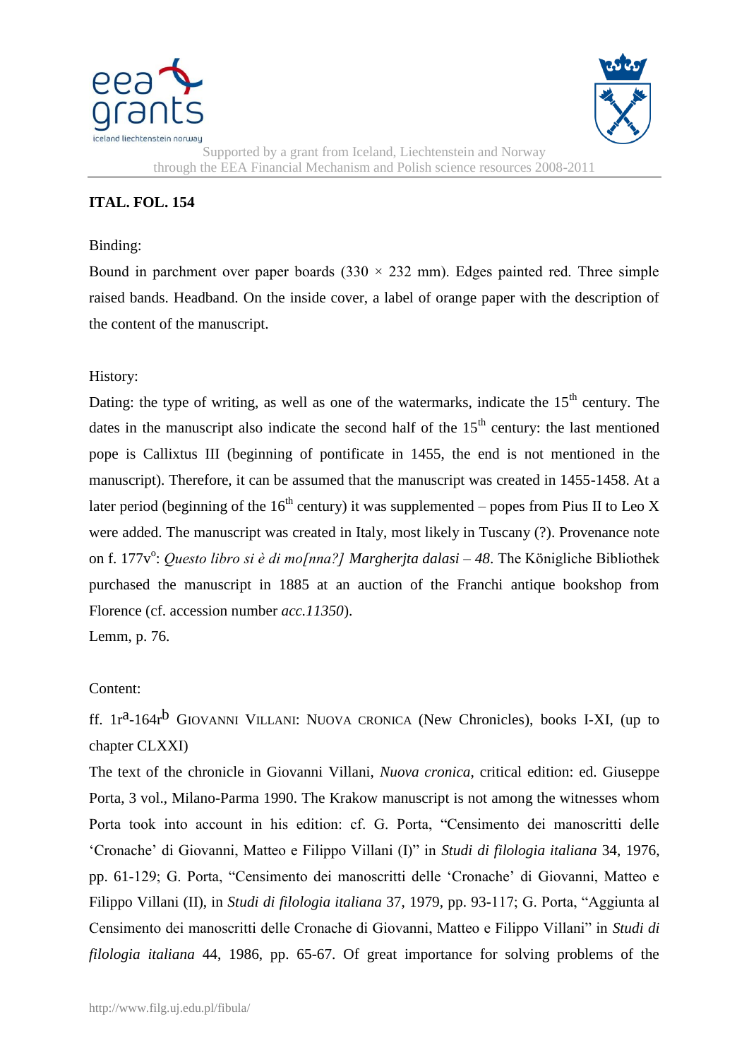**ITAL. FOL. 154**

Binding:

Bound in parchment over paper boards (330 × 232 mm). Edges painted red. Three simple raised bands. Headband. On the inside cover, a label of orange paper with the description of the content of the manuscript.

History:

Dating: the type of writing, as well as one of the watermarks, indicate the 15th century. The dates in the manuscript also indicate the second half of the 15th century: the last mentioned pope is Callixtus III (beginning of pontificate in 1455, the end is not mentioned in the manuscript). Therefore, it can be assumed that the manuscript was created in 1455-1458. At a later period (beginning of the 16th century) it was supplemented – popes from Pius II to Leo X were added. The manuscript was created in Italy, most likely in Tuscany (?). Provenance note on f. 177v°: *Questo libro si è di mo[nna?] Margherjta dalasi – 48*. The Königliche Bibliothek purchased the manuscript in 1885 at an auction of the Franchi antique bookshop from Florence (cf. accession number *acc.11350*).

Lemm, p. 76.

Content:

ff. 1ra-164rb GIOVANNI VILLANI: NUOVA CRONICA (New Chronicles), books I-XI, (up to chapter CLXXI)

The text of the chronicle in Giovanni Villani, *Nuova cronica,* critical edition: ed. Giuseppe Porta, 3 vol., Milano-Parma 1990. The Krakow manuscript is not among the witnesses whom Porta took into account in his edition: cf. G. Porta, "Censimento dei manoscritti delle 'Cronache' di Giovanni, Matteo e Filippo Villani (I)" in *Studi di filologia italiana* 34, 1976, pp. 61-129; G. Porta, "Censimento dei manoscritti delle 'Cronache' di Giovanni, Matteo e Filippo Villani (II), in *Studi di filologia italiana* 37, 1979, pp. 93-117; G. Porta, "Aggiunta al Censimento dei manoscritti delle Cronache di Giovanni, Matteo e Filippo Villani" in *Studi di filologia italiana* 44, 1986, pp. 65-67. Of great importance for solving problems of the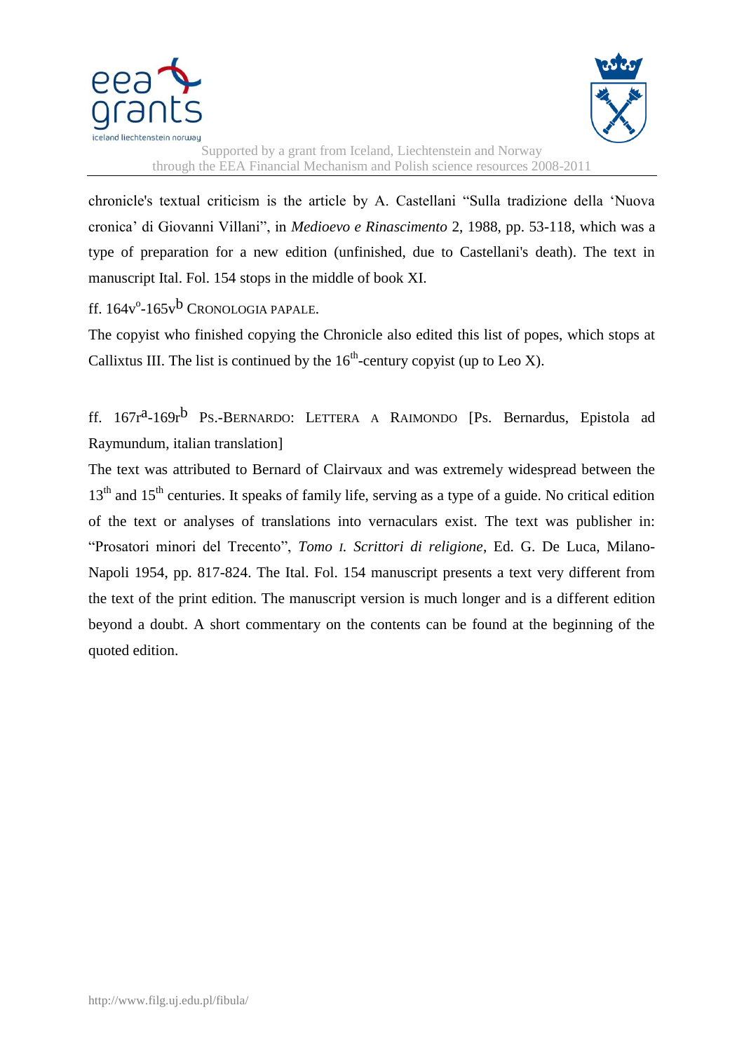chronicle's textual criticism is the article by A. Castellani "Sulla tradizione della 'Nuova cronica' di Giovanni Villani", in *Medioevo e Rinascimento* 2, 1988, pp. 53-118, which was a type of preparation for a new edition (unfinished, due to Castellani's death). The text in manuscript Ital. Fol. 154 stops in the middle of book XI.

ff. 164v°-165v[b] CRONOLOGIA PAPALE.

The copyist who finished copying the Chronicle also edited this list of popes, which stops at Callixtus III. The list is continued by the 16th-century copyist (up to Leo X).

ff. 167r[a]-169r[b] PS.-BERNARDO: LETTERA A RAIMONDO [Ps. Bernardus, Epistola ad Raymundum, italian translation]

The text was attributed to Bernard of Clairvaux and was extremely widespread between the 13th and 15th centuries. It speaks of family life, serving as a type of a guide. No critical edition of the text or analyses of translations into vernaculars exist. The text was publisher in: "Prosatori minori del Trecento", *Tomo I. Scrittori di religione*, Ed. G. De Luca, Milano-Napoli 1954, pp. 817-824. The Ital. Fol. 154 manuscript presents a text very different from the text of the print edition. The manuscript version is much longer and is a different edition beyond a doubt. A short commentary on the contents can be found at the beginning of the quoted edition.